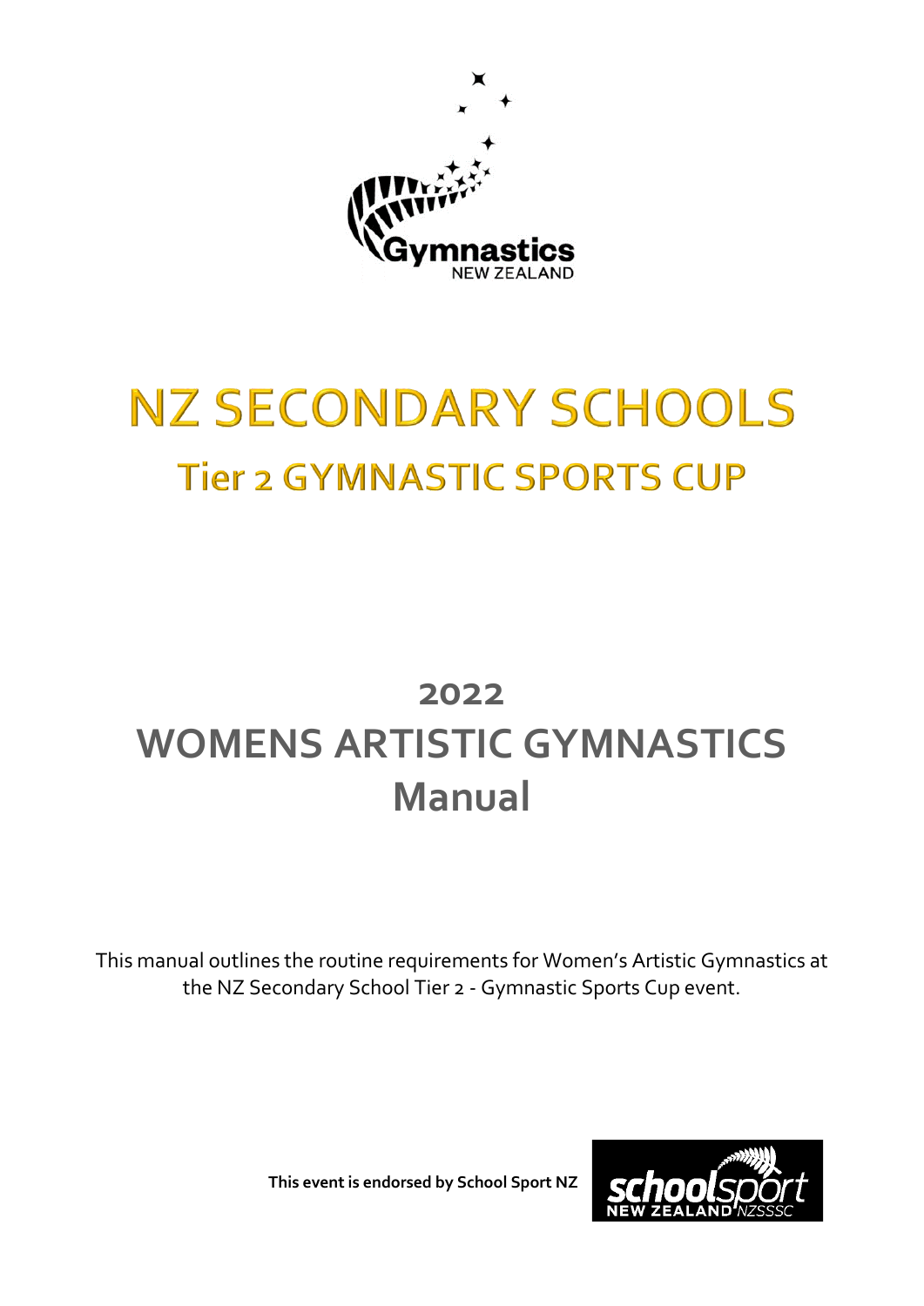# NZ SECONDARY SCHOOLS

## Tier 2 GYMNASTIC SPORTS CUP

# 2022

# WOMENS ARTISTIC GYMNASTICS Manual

This manual outlines the routine requirements for Women's Artistic Gymnastics at the NZ Secondary School Tier 2 - Gymnastic Sports Cup event.

**This event is endorsed by School Sport NZ**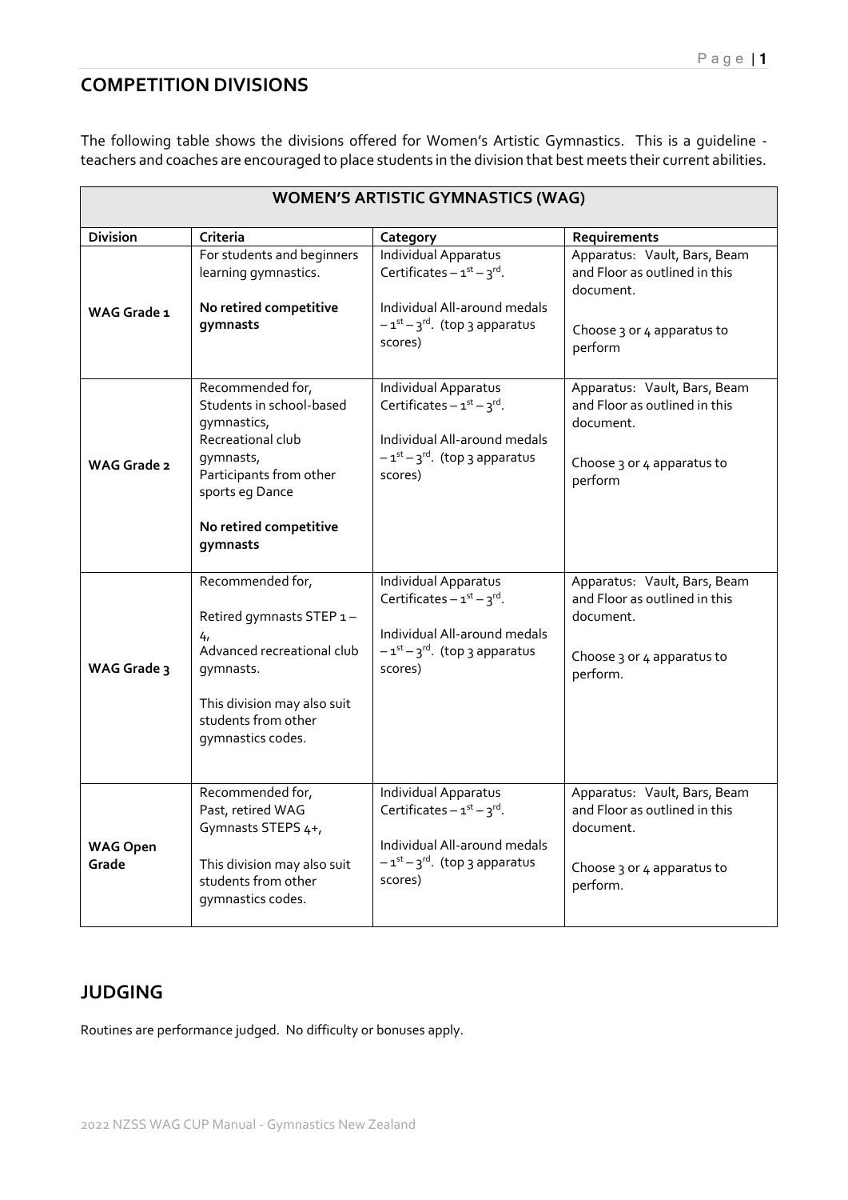## COMPETITION DIVISIONS

The following table shows the divisions offered for Women's Artistic Gymnastics. This is a guideline - teachers and coaches are encouraged to place students in the division that best meets their current abilities.

| WOMEN'S ARTISTIC GYMNASTICS (WAG) | | | |
|---|---|---|---|
| **Division** | **Criteria** | **Category** | **Requirements** |
| **WAG Grade 1** | For students and beginners learning gymnastics.<br><br>**No retired competitive gymnasts** | Individual Apparatus Certificates – 1st – 3rd.<br><br>Individual All-around medals – 1st – 3rd. (top 3 apparatus scores) | Apparatus: Vault, Bars, Beam and Floor as outlined in this document.<br><br>Choose 3 or 4 apparatus to perform |
| **WAG Grade 2** | Recommended for,<br>Students in school-based gymnastics,<br>Recreational club gymnasts,<br>Participants from other sports eg Dance<br><br>**No retired competitive gymnasts** | Individual Apparatus Certificates – 1st – 3rd.<br><br>Individual All-around medals – 1st – 3rd. (top 3 apparatus scores) | Apparatus: Vault, Bars, Beam and Floor as outlined in this document.<br><br>Choose 3 or 4 apparatus to perform |
| **WAG Grade 3** | Recommended for,<br><br>Retired gymnasts STEP 1 – 4,<br>Advanced recreational club gymnasts.<br><br>This division may also suit students from other gymnastics codes. | Individual Apparatus Certificates – 1st – 3rd.<br><br>Individual All-around medals – 1st – 3rd. (top 3 apparatus scores) | Apparatus: Vault, Bars, Beam and Floor as outlined in this document.<br><br>Choose 3 or 4 apparatus to perform. |
| **WAG Open Grade** | Recommended for,<br>Past, retired WAG Gymnasts STEPS 4+,<br><br>This division may also suit students from other gymnastics codes. | Individual Apparatus Certificates – 1st – 3rd.<br><br>Individual All-around medals – 1st – 3rd. (top 3 apparatus scores) | Apparatus: Vault, Bars, Beam and Floor as outlined in this document.<br><br>Choose 3 or 4 apparatus to perform. |

## JUDGING

Routines are performance judged. No difficulty or bonuses apply.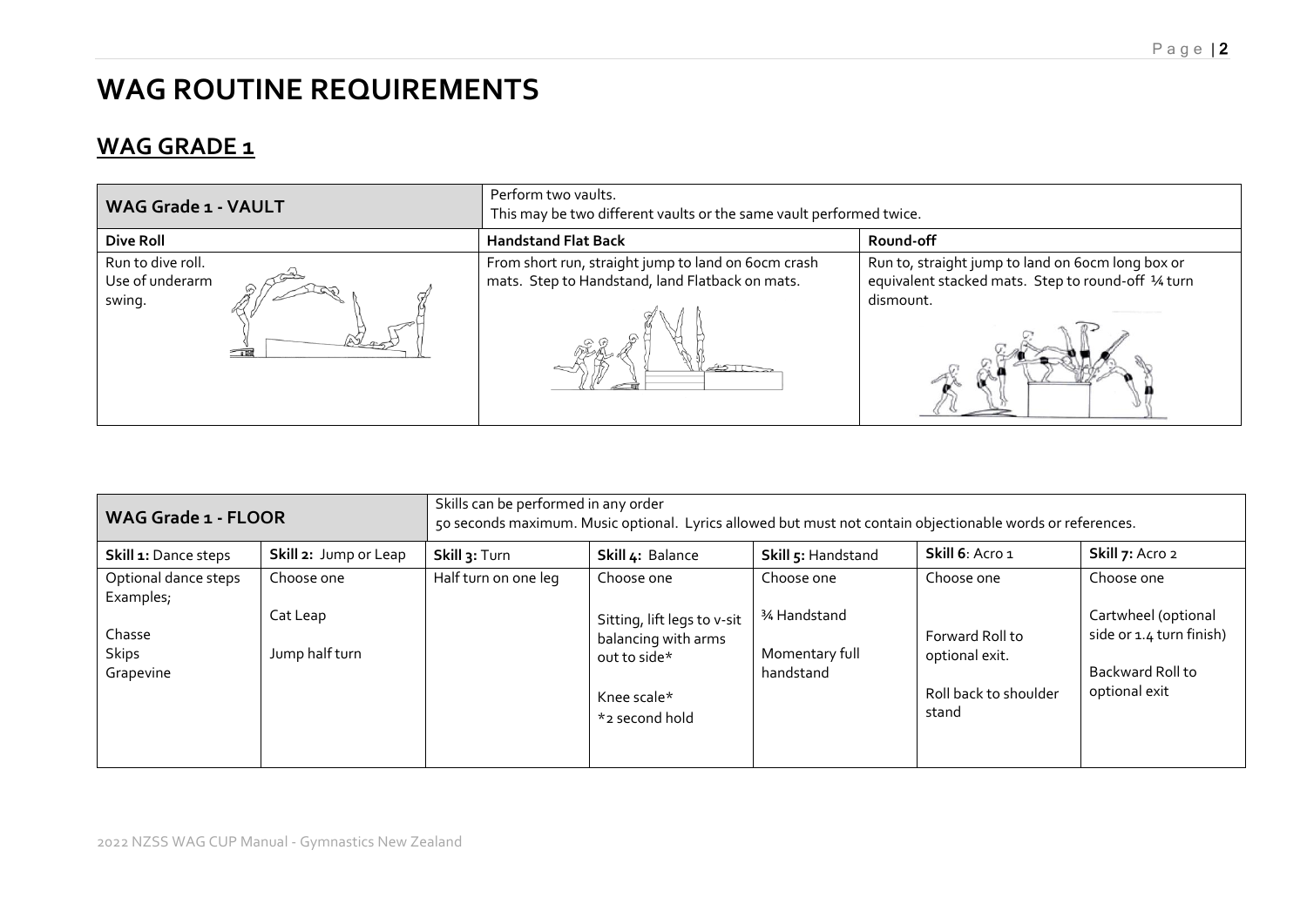# WAG ROUTINE REQUIREMENTS

## WAG GRADE 1

| WAG Grade 1 - VAULT | Perform two vaults.<br>This may be two different vaults or the same vault performed twice. | |
|---|---|---|
| **Dive Roll** | **Handstand Flat Back** | **Round-off** |
| Run to dive roll.<br>Use of underarm swing. | From short run, straight jump to land on 60cm crash mats. Step to Handstand, land Flatback on mats. | Run to, straight jump to land on 60cm long box or equivalent stacked mats. Step to round-off ¼ turn dismount. |

| WAG Grade 1 - FLOOR | | Skills can be performed in any order<br>50 seconds maximum. Music optional. Lyrics allowed but must not contain objectionable words or references. | | | | |
|---|---|---|---|---|---|---|
| **Skill 1:** Dance steps | **Skill 2:** Jump or Leap | **Skill 3:** Turn | **Skill 4:** Balance | **Skill 5:** Handstand | **Skill 6**: Acro 1 | **Skill 7:** Acro 2 |
| Optional dance steps<br>Examples;<br><br>Chasse<br>Skips<br>Grapevine | Choose one<br><br>Cat Leap<br><br>Jump half turn | Half turn on one leg | Choose one<br><br>Sitting, lift legs to v-sit balancing with arms out to side*<br><br>Knee scale*<br>*2 second hold | Choose one<br><br>¾ Handstand<br><br>Momentary full handstand | Choose one<br><br>Forward Roll to optional exit.<br><br>Roll back to shoulder stand | Choose one<br><br>Cartwheel (optional side or 1.4 turn finish)<br><br>Backward Roll to optional exit |

2022 NZSS WAG CUP Manual - Gymnastics New Zealand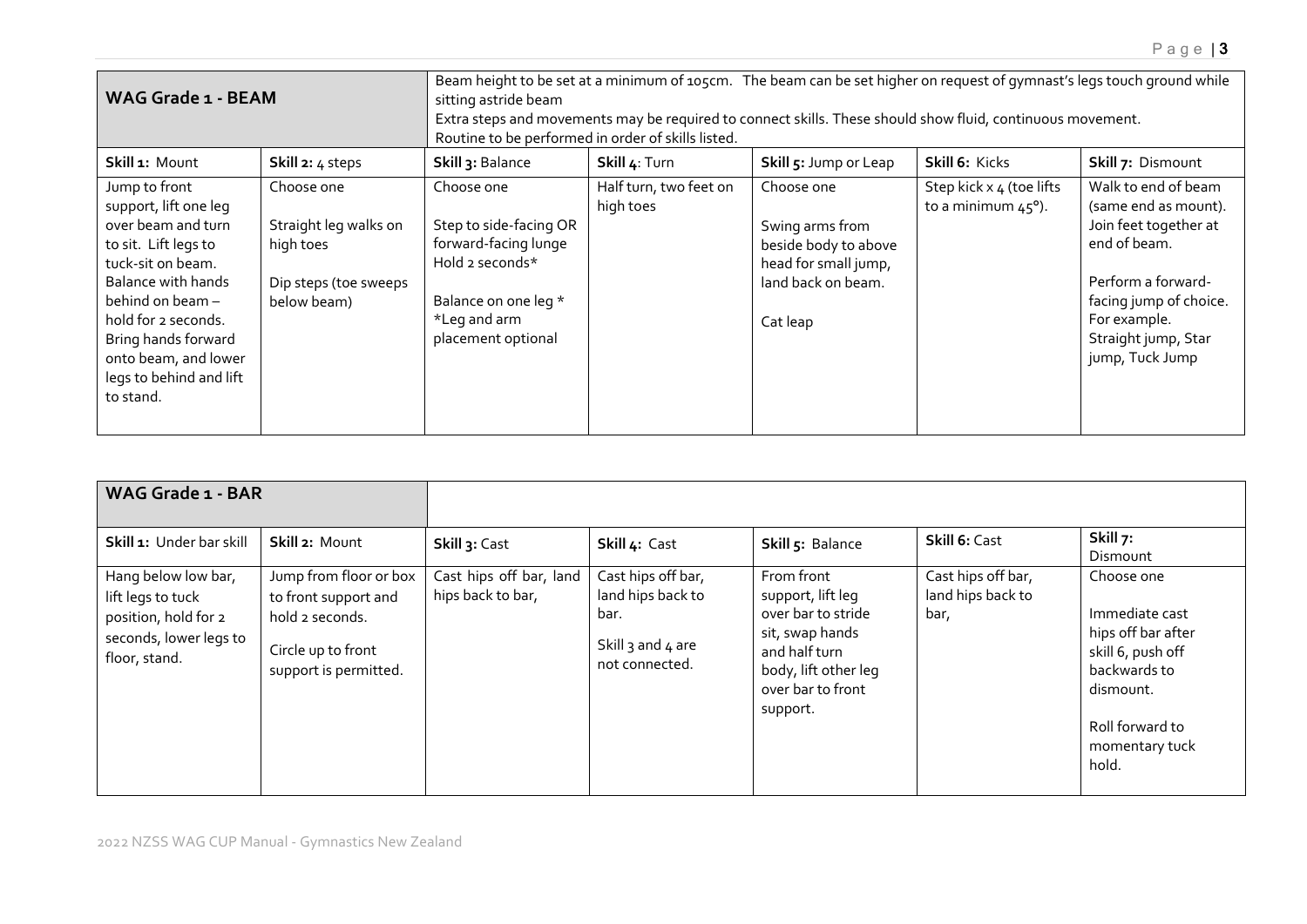| WAG Grade 1 - BEAM | | Beam height to be set at a minimum of 105cm. The beam can be set higher on request of gymnast's legs touch ground while sitting astride beam<br>Extra steps and movements may be required to connect skills. These should show fluid, continuous movement.<br>Routine to be performed in order of skills listed. | | | | |
|---|---|---|---|---|---|---|
| **Skill 1:** Mount | **Skill 2:** 4 steps | **Skill 3:** Balance | **Skill 4**: Turn | **Skill 5:** Jump or Leap | **Skill 6:** Kicks | **Skill 7:** Dismount |
| Jump to front support, lift one leg over beam and turn to sit. Lift legs to tuck-sit on beam. Balance with hands behind on beam – hold for 2 seconds. Bring hands forward onto beam, and lower legs to behind and lift to stand. | Choose one<br><br>Straight leg walks on high toes<br><br>Dip steps (toe sweeps below beam) | Choose one<br><br>Step to side-facing OR forward-facing lunge Hold 2 seconds*<br><br>Balance on one leg *<br>*Leg and arm placement optional | Half turn, two feet on high toes | Choose one<br><br>Swing arms from beside body to above head for small jump, land back on beam.<br><br>Cat leap | Step kick x 4 (toe lifts to a minimum 45°). | Walk to end of beam (same end as mount). Join feet together at end of beam.<br><br>Perform a forward-facing jump of choice. For example. Straight jump, Star jump, Tuck Jump |

| WAG Grade 1 - BAR | | | | | | |
|---|---|---|---|---|---|---|
| **Skill 1:** Under bar skill | **Skill 2:** Mount | **Skill 3:** Cast | **Skill 4:** Cast | **Skill 5:** Balance | **Skill 6:** Cast | **Skill 7:** Dismount |
| Hang below low bar, lift legs to tuck position, hold for 2 seconds, lower legs to floor, stand. | Jump from floor or box to front support and hold 2 seconds.<br><br>Circle up to front support is permitted. | Cast hips off bar, land hips back to bar, | Cast hips off bar, land hips back to bar.<br><br>Skill 3 and 4 are not connected. | From front support, lift leg over bar to stride sit, swap hands and half turn body, lift other leg over bar to front support. | Cast hips off bar, land hips back to bar, | Choose one<br><br>Immediate cast hips off bar after skill 6, push off backwards to dismount.<br><br>Roll forward to momentary tuck hold. |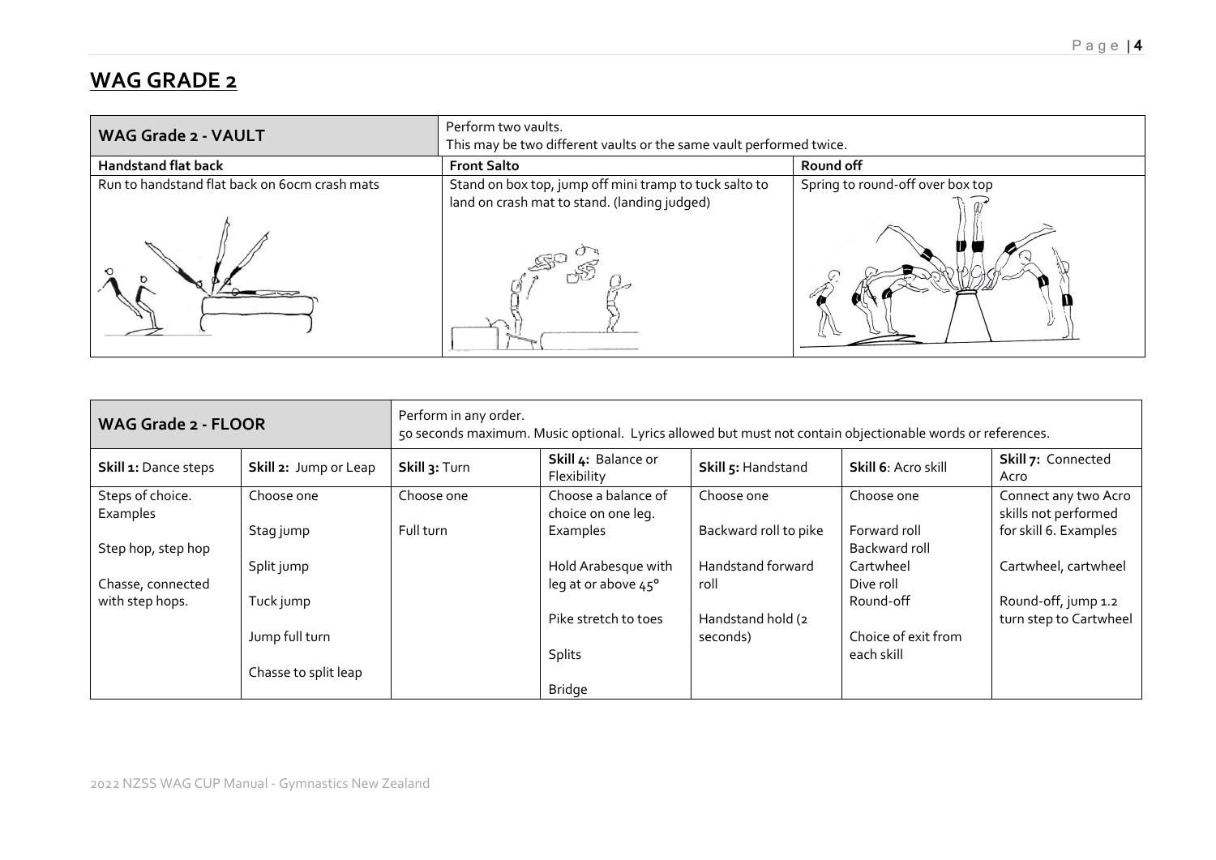## WAG GRADE 2

| WAG Grade 2 - VAULT | Perform two vaults. This may be two different vaults or the same vault performed twice. | |
| --- | --- | --- |
| **Handstand flat back** | **Front Salto** | **Round off** |
| Run to handstand flat back on 60cm crash mats | Stand on box top, jump off mini tramp to tuck salto to land on crash mat to stand. (landing judged) | Spring to round-off over box top |

| WAG Grade 2 - FLOOR | | Perform in any order. 50 seconds maximum. Music optional. Lyrics allowed but must not contain objectionable words or references. | | | | |
| --- | --- | --- | --- | --- | --- | --- |
| **Skill 1:** Dance steps | **Skill 2:** Jump or Leap | **Skill 3:** Turn | **Skill 4:** Balance or Flexibility | **Skill 5:** Handstand | **Skill 6**: Acro skill | **Skill 7:** Connected Acro |
| Steps of choice. Examples<br><br>Step hop, step hop<br><br>Chasse, connected with step hops. | Choose one<br><br>Stag jump<br><br>Split jump<br><br>Tuck jump<br><br>Jump full turn<br><br>Chasse to split leap | Choose one<br><br>Full turn | Choose a balance of choice on one leg. Examples<br><br>Hold Arabesque with leg at or above 45°<br><br>Pike stretch to toes<br><br>Splits<br><br>Bridge | Choose one<br><br>Backward roll to pike<br><br>Handstand forward roll<br><br>Handstand hold (2 seconds) | Choose one<br><br>Forward roll<br>Backward roll<br>Cartwheel<br>Dive roll<br>Round-off<br><br>Choice of exit from each skill | Connect any two Acro skills not performed for skill 6. Examples<br><br>Cartwheel, cartwheel<br><br>Round-off, jump 1.2 turn step to Cartwheel |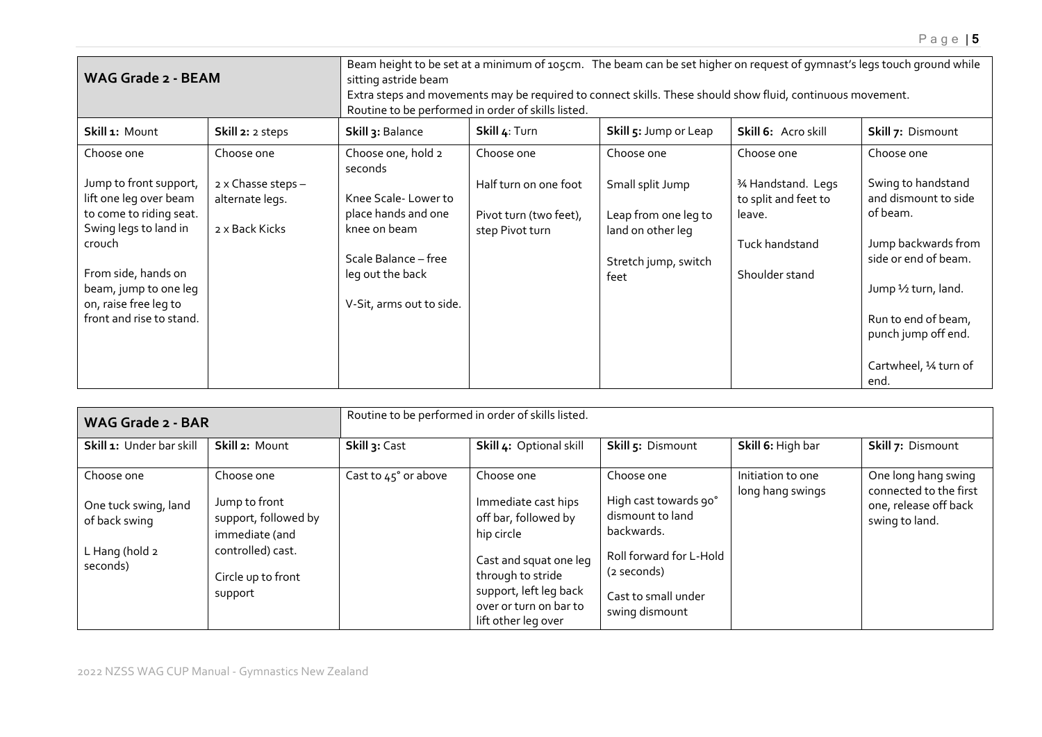| WAG Grade 2 - BEAM | | Beam height to be set at a minimum of 105cm. The beam can be set higher on request of gymnast's legs touch ground while sitting astride beam<br>Extra steps and movements may be required to connect skills. These should show fluid, continuous movement.<br>Routine to be performed in order of skills listed. | | | | |
|---|---|---|---|---|---|---|
| **Skill 1:** Mount | **Skill 2:** 2 steps | **Skill 3:** Balance | **Skill 4:** Turn | **Skill 5:** Jump or Leap | **Skill 6:** Acro skill | **Skill 7:** Dismount |
| Choose one<br><br>Jump to front support, lift one leg over beam to come to riding seat. Swing legs to land in crouch<br><br>From side, hands on beam, jump to one leg on, raise free leg to front and rise to stand. | Choose one<br><br>2 x Chasse steps – alternate legs.<br><br>2 x Back Kicks | Choose one, hold 2 seconds<br><br>Knee Scale- Lower to place hands and one knee on beam<br><br>Scale Balance – free leg out the back<br><br>V-Sit, arms out to side. | Choose one<br><br>Half turn on one foot<br><br>Pivot turn (two feet), step Pivot turn | Choose one<br><br>Small split Jump<br><br>Leap from one leg to land on other leg<br><br>Stretch jump, switch feet | Choose one<br><br>¾ Handstand. Legs to split and feet to leave.<br><br>Tuck handstand<br><br>Shoulder stand | Choose one<br><br>Swing to handstand and dismount to side of beam.<br><br>Jump backwards from side or end of beam.<br><br>Jump ½ turn, land.<br><br>Run to end of beam, punch jump off end.<br><br>Cartwheel, ¼ turn of end. |

| WAG Grade 2 - BAR | | Routine to be performed in order of skills listed. | | | | |
|---|---|---|---|---|---|---|
| **Skill 1:** Under bar skill | **Skill 2:** Mount | **Skill 3:** Cast | **Skill 4:** Optional skill | **Skill 5:** Dismount | **Skill 6:** High bar | **Skill 7:** Dismount |
| Choose one<br><br>One tuck swing, land of back swing<br><br>L Hang (hold 2 seconds) | Choose one<br><br>Jump to front support, followed by immediate (and controlled) cast.<br><br>Circle up to front support | Cast to 45° or above | Choose one<br><br>Immediate cast hips off bar, followed by hip circle<br><br>Cast and squat one leg through to stride support, left leg back over or turn on bar to lift other leg over | Choose one<br><br>High cast towards 90° dismount to land backwards.<br><br>Roll forward for L-Hold (2 seconds)<br><br>Cast to small under swing dismount | Initiation to one long hang swings | One long hang swing connected to the first one, release off back swing to land. |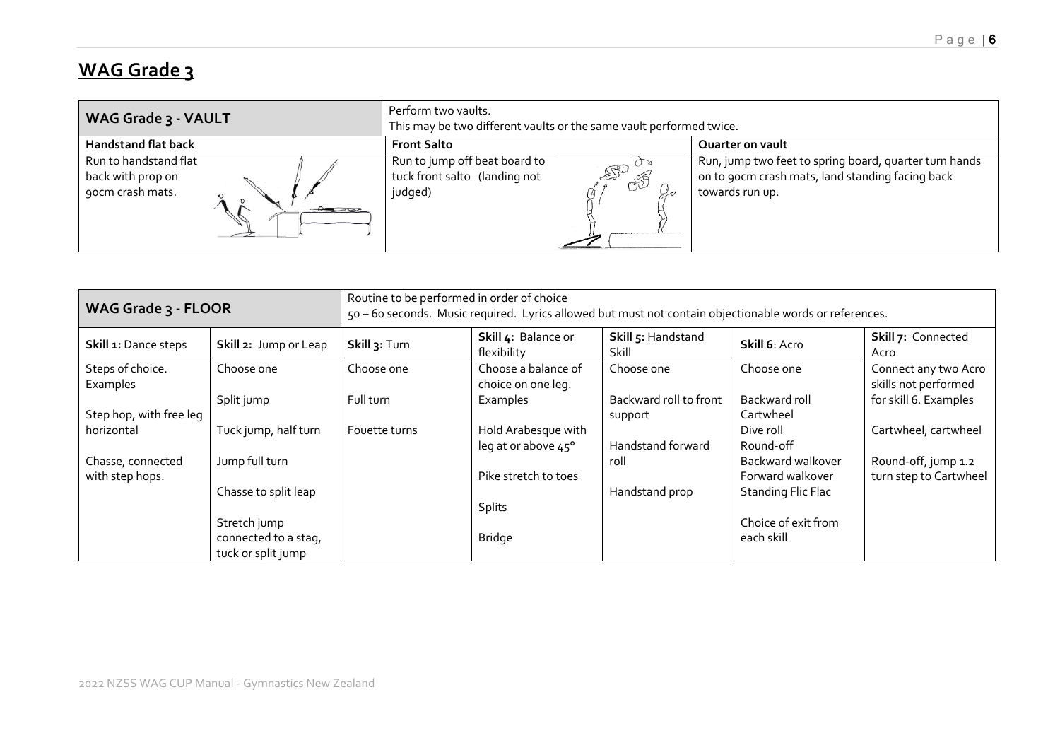## WAG Grade 3

| WAG Grade 3 - VAULT | Perform two vaults.<br>This may be two different vaults or the same vault performed twice. | |
|---|---|---|
| **Handstand flat back** | **Front Salto** | **Quarter on vault** |
| Run to handstand flat back with prop on 90cm crash mats. | Run to jump off beat board to tuck front salto (landing not judged) | Run, jump two feet to spring board, quarter turn hands on to 90cm crash mats, land standing facing back towards run up. |

| WAG Grade 3 - FLOOR | | Routine to be performed in order of choice<br>50 – 60 seconds. Music required. Lyrics allowed but must not contain objectionable words or references. | | | | |
|---|---|---|---|---|---|---|
| **Skill 1:** Dance steps | **Skill 2:** Jump or Leap | **Skill 3:** Turn | **Skill 4:** Balance or flexibility | **Skill 5:** Handstand Skill | **Skill 6**: Acro | **Skill 7:** Connected Acro |
| Steps of choice.<br>Examples<br><br>Step hop, with free leg horizontal<br><br>Chasse, connected with step hops. | Choose one<br><br>Split jump<br><br>Tuck jump, half turn<br><br>Jump full turn<br><br>Chasse to split leap<br><br>Stretch jump connected to a stag, tuck or split jump | Choose one<br><br>Full turn<br><br>Fouette turns | Choose a balance of choice on one leg.<br>Examples<br><br>Hold Arabesque with leg at or above 45°<br><br>Pike stretch to toes<br><br>Splits<br><br>Bridge | Choose one<br><br>Backward roll to front support<br><br>Handstand forward roll<br><br>Handstand prop | Choose one<br><br>Backward roll<br>Cartwheel<br>Dive roll<br>Round-off<br>Backward walkover<br>Forward walkover<br>Standing Flic Flac<br><br>Choice of exit from each skill | Connect any two Acro skills not performed for skill 6. Examples<br><br>Cartwheel, cartwheel<br><br>Round-off, jump 1.2 turn step to Cartwheel |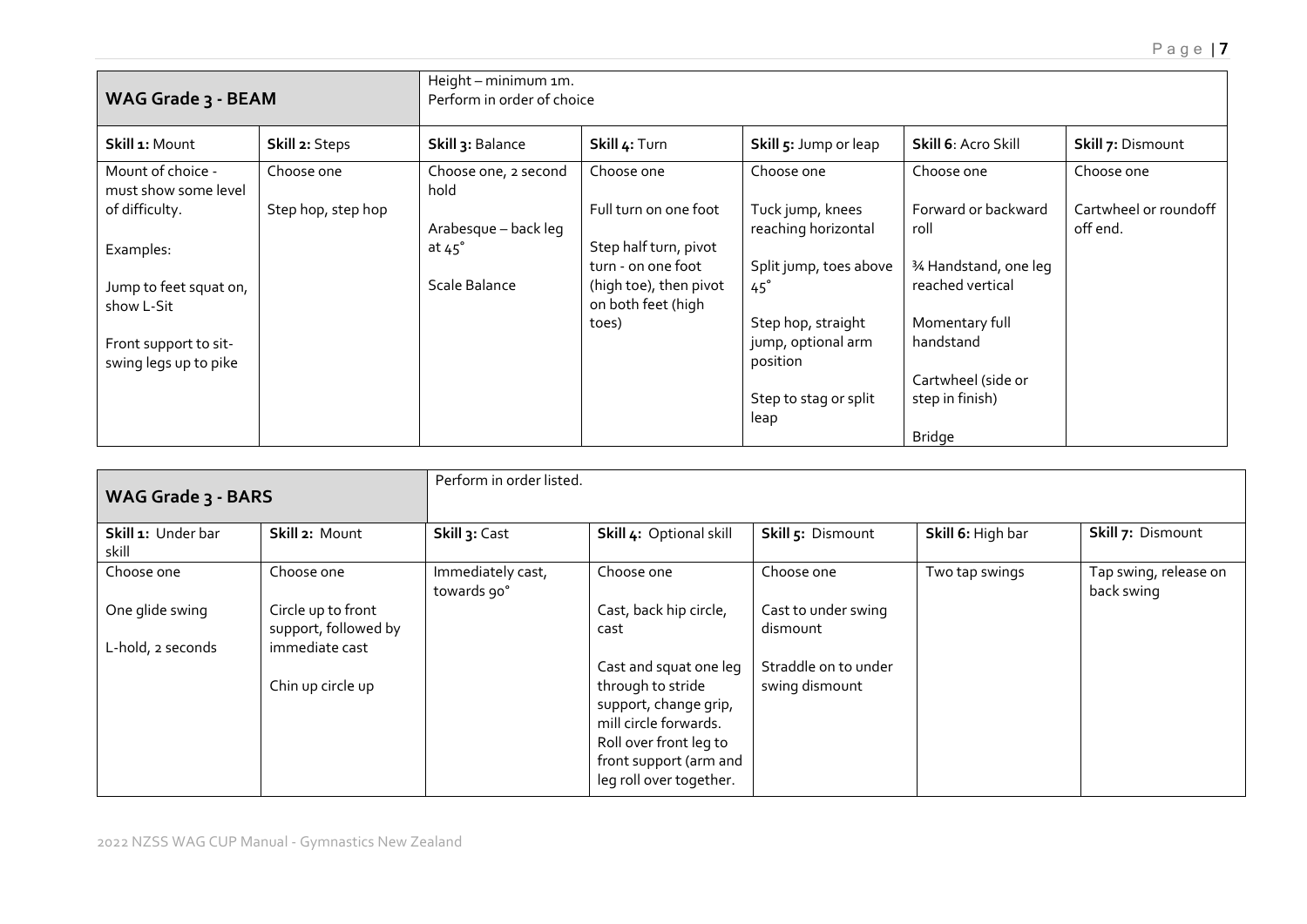| WAG Grade 3 - BEAM | | Height – minimum 1m.<br>Perform in order of choice | | | | |
|---|---|---|---|---|---|---|
| **Skill 1:** Mount | **Skill 2:** Steps | **Skill 3:** Balance | **Skill 4:** Turn | **Skill 5:** Jump or leap | **Skill 6**: Acro Skill | **Skill 7:** Dismount |
| Mount of choice - must show some level of difficulty.<br><br>Examples:<br><br>Jump to feet squat on, show L-Sit<br><br>Front support to sit-swing legs up to pike | Choose one<br><br>Step hop, step hop | Choose one, 2 second hold<br><br>Arabesque – back leg at 45˚<br><br>Scale Balance | Choose one<br><br>Full turn on one foot<br><br>Step half turn, pivot turn - on one foot (high toe), then pivot on both feet (high toes) | Choose one<br><br>Tuck jump, knees reaching horizontal<br><br>Split jump, toes above 45˚<br><br>Step hop, straight jump, optional arm position<br><br>Step to stag or split leap | Choose one<br><br>Forward or backward roll<br><br>¾ Handstand, one leg reached vertical<br><br>Momentary full handstand<br><br>Cartwheel (side or step in finish)<br><br>Bridge | Choose one<br><br>Cartwheel or roundoff off end. |

| WAG Grade 3 - BARS | | Perform in order listed. | | | | |
|---|---|---|---|---|---|---|
| **Skill 1:** Under bar skill | **Skill 2:** Mount | **Skill 3:** Cast | **Skill 4:** Optional skill | **Skill 5:** Dismount | **Skill 6:** High bar | **Skill 7:** Dismount |
| Choose one<br><br>One glide swing<br><br>L-hold, 2 seconds | Choose one<br><br>Circle up to front support, followed by immediate cast<br><br>Chin up circle up | Immediately cast, towards 90˚ | Choose one<br><br>Cast, back hip circle, cast<br><br>Cast and squat one leg through to stride support, change grip, mill circle forwards. Roll over front leg to front support (arm and leg roll over together. | Choose one<br><br>Cast to under swing dismount<br><br>Straddle on to under swing dismount | Two tap swings | Tap swing, release on back swing |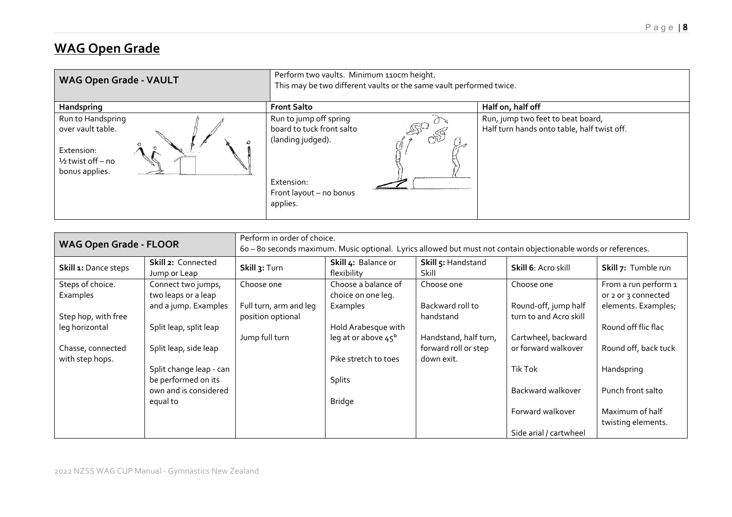# WAG Open Grade

| WAG Open Grade - VAULT | Perform two vaults. Minimum 110cm height. This may be two different vaults or the same vault performed twice. | |
|---|---|---|
| **Handspring** | **Front Salto** | **Half on, half off** |
| Run to Handspring over vault table.<br><br>Extension:<br>½ twist off – no bonus applies. | Run to jump off spring board to tuck front salto (landing judged).<br><br>Extension:<br>Front layout – no bonus applies. | Run, jump two feet to beat board,<br>Half turn hands onto table, half twist off. |

| WAG Open Grade - FLOOR | | Perform in order of choice. 60 – 80 seconds maximum. Music optional. Lyrics allowed but must not contain objectionable words or references. | | | | |
|---|---|---|---|---|---|---|
| **Skill 1:** Dance steps | **Skill 2:** Connected Jump or Leap | **Skill 3:** Turn | **Skill 4:** Balance or flexibility | **Skill 5:** Handstand Skill | **Skill 6**: Acro skill | **Skill 7:** Tumble run |
| Steps of choice. Examples<br><br>Step hop, with free leg horizontal<br><br>Chasse, connected with step hops. | Connect two jumps, two leaps or a leap and a jump. Examples<br><br>Split leap, split leap<br><br>Split leap, side leap<br><br>Split change leap - can be performed on its own and is considered equal to | Choose one<br><br>Full turn, arm and leg position optional<br><br>Jump full turn | Choose a balance of choice on one leg. Examples<br><br>Hold Arabesque with leg at or above 45°<br><br>Pike stretch to toes<br><br>Splits<br><br>Bridge | Choose one<br><br>Backward roll to handstand<br><br>Handstand, half turn, forward roll or step down exit. | Choose one<br><br>Round-off, jump half turn to and Acro skill<br><br>Cartwheel, backward or forward walkover<br><br>Tik Tok<br><br>Backward walkover<br><br>Forward walkover<br><br>Side arial / cartwheel | From a run perform 1 or 2 or 3 connected elements. Examples;<br><br>Round off flic flac<br><br>Round off, back tuck<br><br>Handspring<br><br>Punch front salto<br><br>Maximum of half twisting elements. |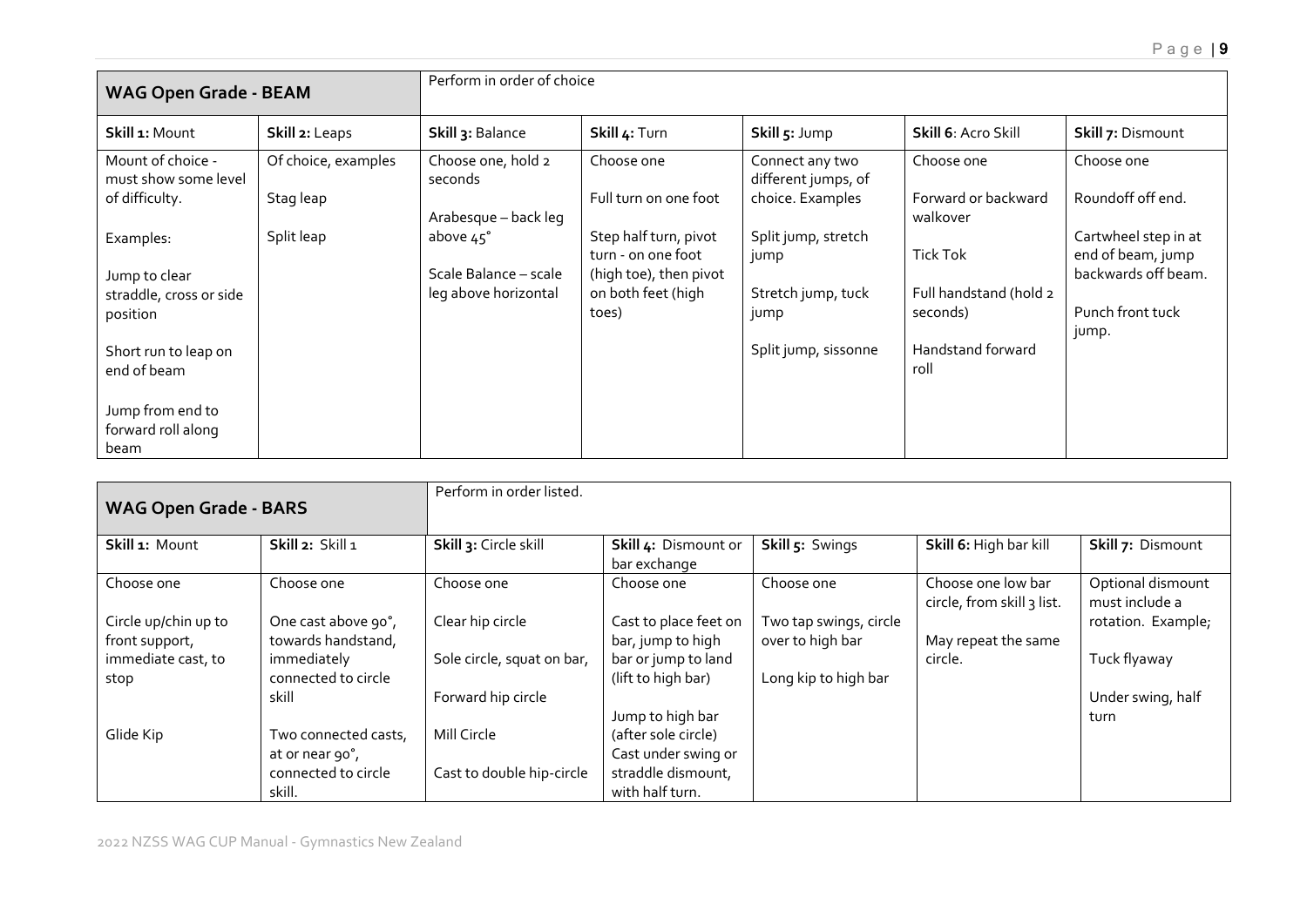| **WAG Open Grade - BEAM** | | Perform in order of choice | | | | |
|---|---|---|---|---|---|---|
| **Skill 1:** Mount | **Skill 2:** Leaps | **Skill 3:** Balance | **Skill 4:** Turn | **Skill 5:** Jump | **Skill 6**: Acro Skill | **Skill 7:** Dismount |
| Mount of choice - must show some level of difficulty.<br><br>Examples:<br><br>Jump to clear straddle, cross or side position<br><br>Short run to leap on end of beam<br><br>Jump from end to forward roll along beam | Of choice, examples<br><br>Stag leap<br><br>Split leap | Choose one, hold 2 seconds<br><br>Arabesque – back leg above 45˚<br><br>Scale Balance – scale leg above horizontal | Choose one<br><br>Full turn on one foot<br><br>Step half turn, pivot turn - on one foot (high toe), then pivot on both feet (high toes) | Connect any two different jumps, of choice. Examples<br><br>Split jump, stretch jump<br><br>Stretch jump, tuck jump<br><br>Split jump, sissonne | Choose one<br><br>Forward or backward walkover<br><br>Tick Tok<br><br>Full handstand (hold 2 seconds)<br><br>Handstand forward roll | Choose one<br><br>Roundoff off end.<br><br>Cartwheel step in at end of beam, jump backwards off beam.<br><br>Punch front tuck jump. |

| **WAG Open Grade - BARS** | | Perform in order listed. | | | | |
|---|---|---|---|---|---|---|
| **Skill 1:** Mount | **Skill 2:** Skill 1 | **Skill 3:** Circle skill | **Skill 4:** Dismount or bar exchange | **Skill 5:** Swings | **Skill 6:** High bar kill | **Skill 7:** Dismount |
| Choose one<br><br>Circle up/chin up to front support, immediate cast, to stop<br><br>Glide Kip | Choose one<br><br>One cast above 90˚, towards handstand, immediately connected to circle skill<br><br>Two connected casts, at or near 90˚, connected to circle skill. | Choose one<br><br>Clear hip circle<br><br>Sole circle, squat on bar,<br><br>Forward hip circle<br><br>Mill Circle<br><br>Cast to double hip-circle | Choose one<br><br>Cast to place feet on bar, jump to high bar or jump to land (lift to high bar)<br><br>Jump to high bar (after sole circle) Cast under swing or straddle dismount, with half turn. | Choose one<br><br>Two tap swings, circle over to high bar<br><br>Long kip to high bar | Choose one low bar circle, from skill 3 list.<br><br>May repeat the same circle. | Optional dismount must include a rotation. Example;<br><br>Tuck flyaway<br><br>Under swing, half turn |